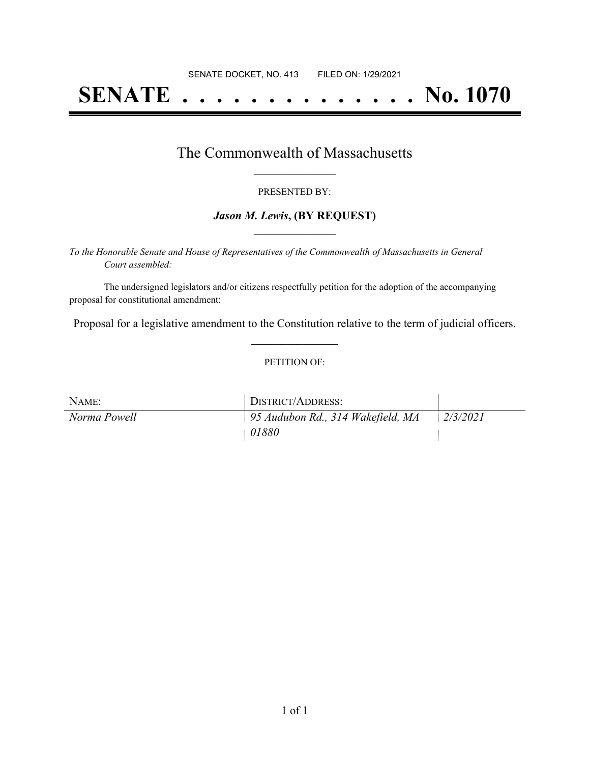SENATE DOCKET, NO. 413        FILED ON: 1/29/2021

# SENATE . . . . . . . . . . . . . . No. 1070

## The Commonwealth of Massachusetts

PRESENTED BY:

***Jason M. Lewis*, (BY REQUEST)**

*To the Honorable Senate and House of Representatives of the Commonwealth of Massachusetts in General Court assembled:*

The undersigned legislators and/or citizens respectfully petition for the adoption of the accompanying proposal for constitutional amendment:

Proposal for a legislative amendment to the Constitution relative to the term of judicial officers.

PETITION OF:

| NAME: | DISTRICT/ADDRESS: | |
|---|---|---|
| *Norma Powell* | *95 Audubon Rd., 314 Wakefield, MA 01880* | *2/3/2021* |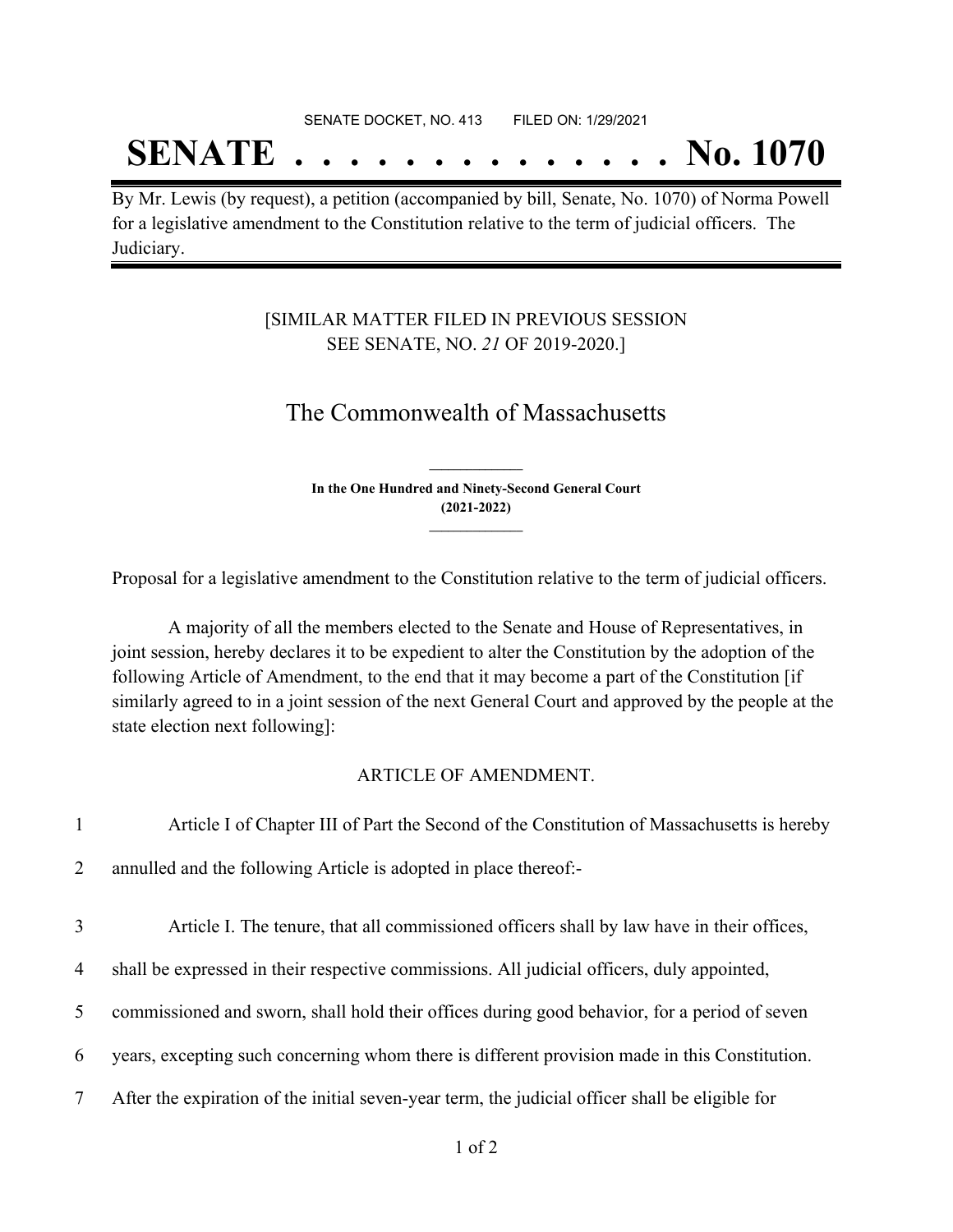SENATE DOCKET, NO. 413        FILED ON: 1/29/2021

# SENATE . . . . . . . . . . . . . . No. 1070

By Mr. Lewis (by request), a petition (accompanied by bill, Senate, No. 1070) of Norma Powell for a legislative amendment to the Constitution relative to the term of judicial officers. The Judiciary.

[SIMILAR MATTER FILED IN PREVIOUS SESSION SEE SENATE, NO. *21* OF 2019-2020.]

## The Commonwealth of Massachusetts

**In the One Hundred and Ninety-Second General Court (2021-2022)**

Proposal for a legislative amendment to the Constitution relative to the term of judicial officers.

A majority of all the members elected to the Senate and House of Representatives, in joint session, hereby declares it to be expedient to alter the Constitution by the adoption of the following Article of Amendment, to the end that it may become a part of the Constitution [if similarly agreed to in a joint session of the next General Court and approved by the people at the state election next following]:

ARTICLE OF AMENDMENT.

1 Article I of Chapter III of Part the Second of the Constitution of Massachusetts is hereby
2 annulled and the following Article is adopted in place thereof:-

3 Article I. The tenure, that all commissioned officers shall by law have in their offices,
4 shall be expressed in their respective commissions. All judicial officers, duly appointed,
5 commissioned and sworn, shall hold their offices during good behavior, for a period of seven
6 years, excepting such concerning whom there is different provision made in this Constitution.
7 After the expiration of the initial seven-year term, the judicial officer shall be eligible for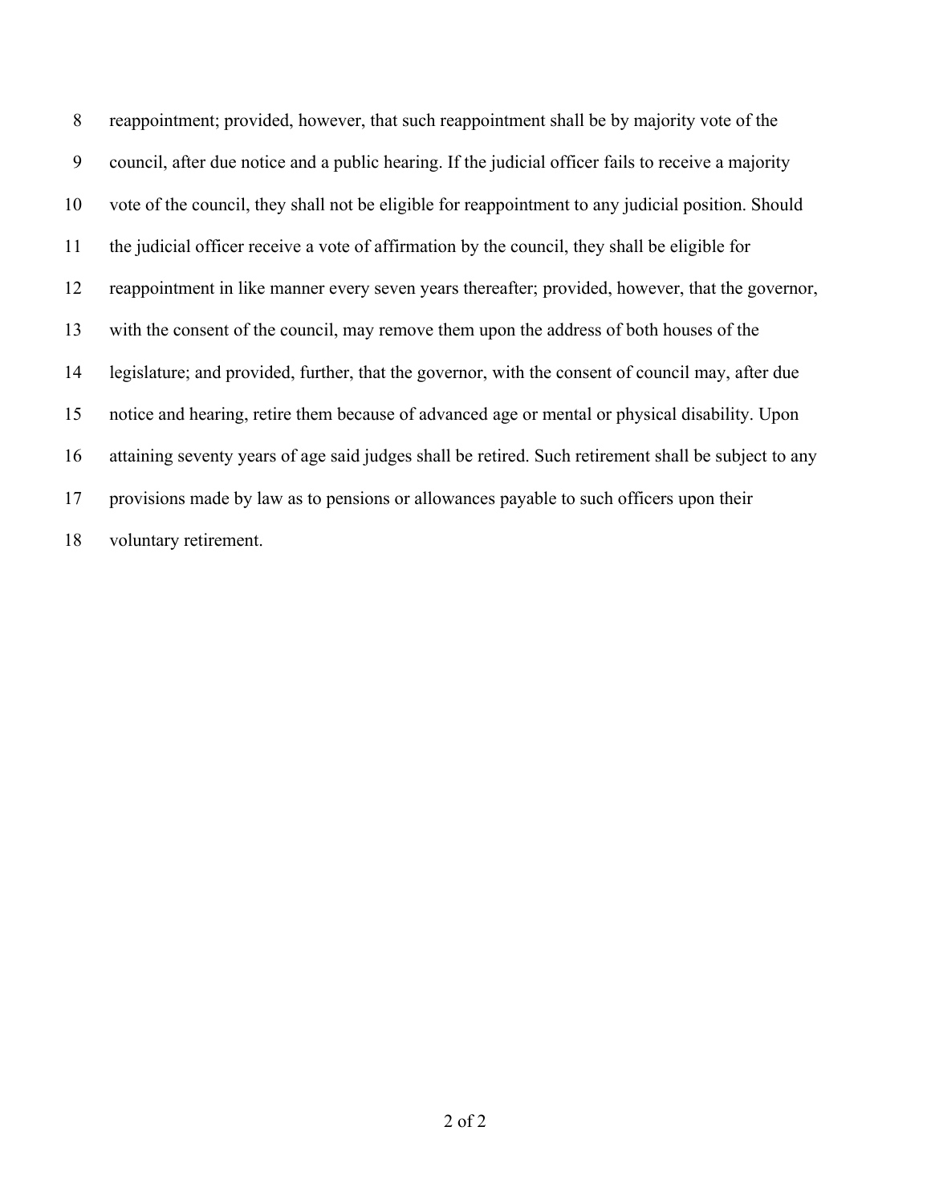reappointment; provided, however, that such reappointment shall be by majority vote of the council, after due notice and a public hearing. If the judicial officer fails to receive a majority vote of the council, they shall not be eligible for reappointment to any judicial position. Should the judicial officer receive a vote of affirmation by the council, they shall be eligible for reappointment in like manner every seven years thereafter; provided, however, that the governor, with the consent of the council, may remove them upon the address of both houses of the legislature; and provided, further, that the governor, with the consent of council may, after due notice and hearing, retire them because of advanced age or mental or physical disability. Upon attaining seventy years of age said judges shall be retired. Such retirement shall be subject to any provisions made by law as to pensions or allowances payable to such officers upon their voluntary retirement.